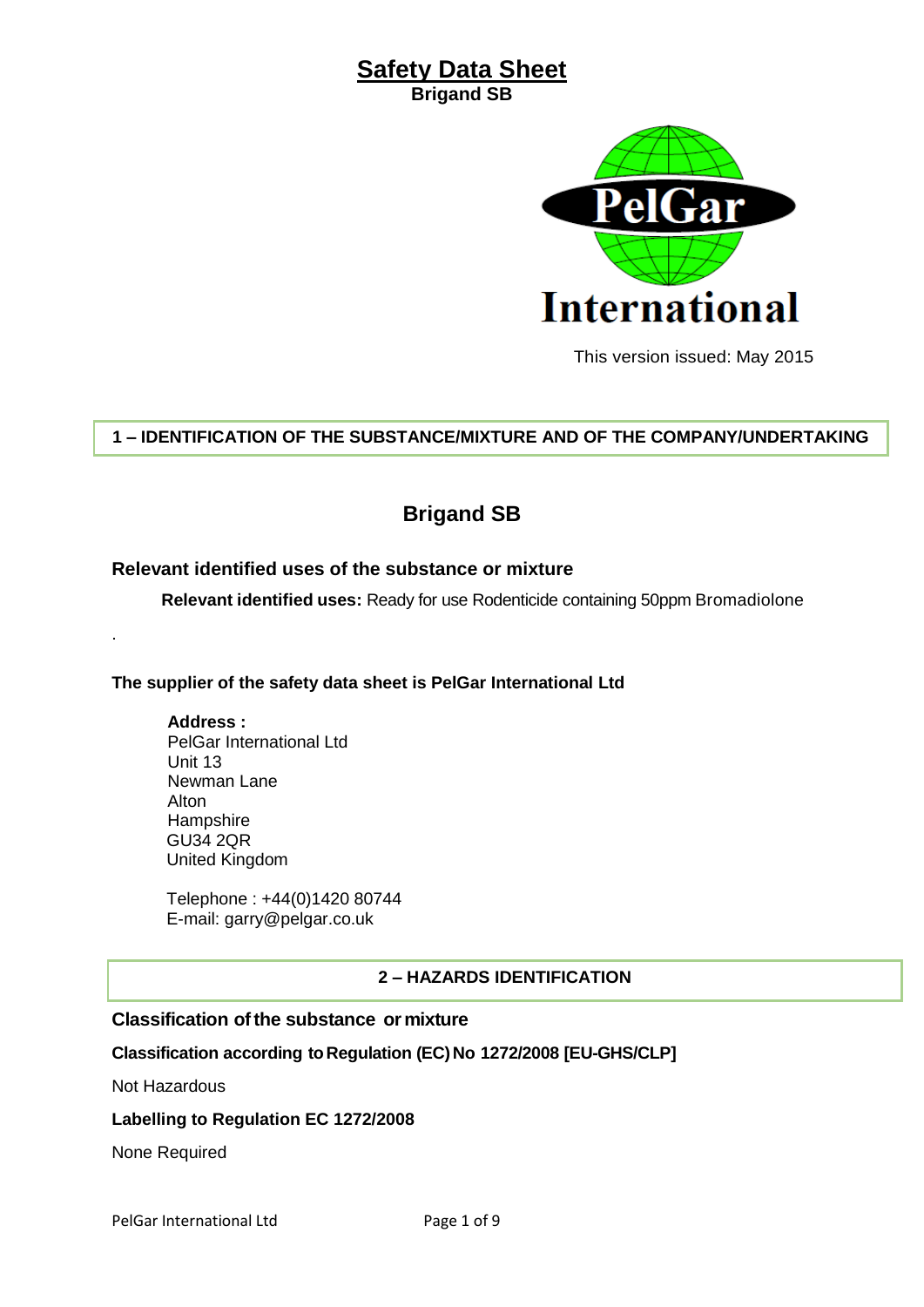# Safety Data Sheet

**Brigand SB**

PelGar International

This version issued: May 2015

## 1 – IDENTIFICATION OF THE SUBSTANCE/MIXTURE AND OF THE COMPANY/UNDERTAKING

### Brigand SB

#### Relevant identified uses of the substance or mixture

**Relevant identified uses:** Ready for use Rodenticide containing 50ppm Bromadiolone

.

**The supplier of the safety data sheet is PelGar International Ltd**

**Address :**
PelGar International Ltd
Unit 13
Newman Lane
Alton
Hampshire
GU34 2QR
United Kingdom

Telephone : +44(0)1420 80744
E-mail: garry@pelgar.co.uk

## 2 – HAZARDS IDENTIFICATION

#### Classification of the substance or mixture

**Classification according to Regulation (EC) No 1272/2008 [EU-GHS/CLP]**

Not Hazardous

**Labelling to Regulation EC 1272/2008**

None Required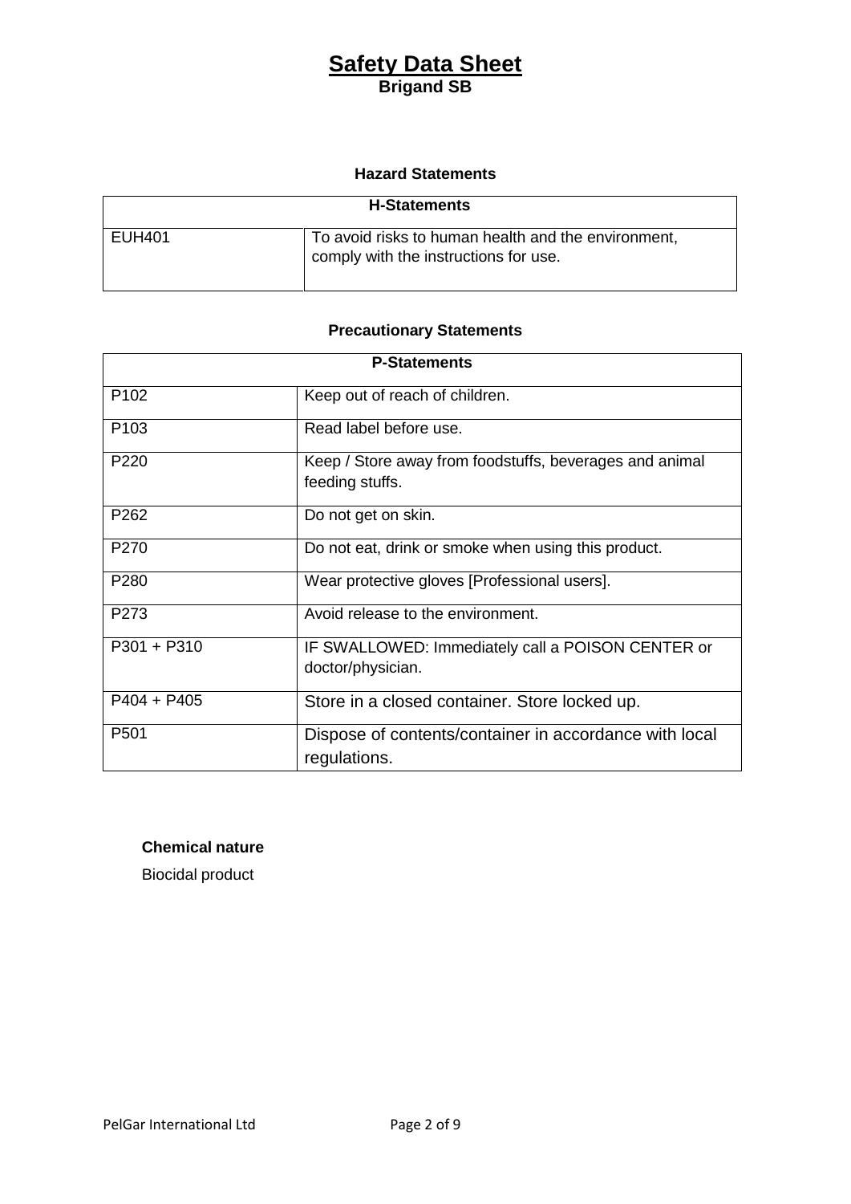# Safety Data Sheet

**Brigand SB**

### Hazard Statements

| H-Statements | |
|---|---|
| EUH401 | To avoid risks to human health and the environment, comply with the instructions for use. |

### Precautionary Statements

| P-Statements | |
|---|---|
| P102 | Keep out of reach of children. |
| P103 | Read label before use. |
| P220 | Keep / Store away from foodstuffs, beverages and animal feeding stuffs. |
| P262 | Do not get on skin. |
| P270 | Do not eat, drink or smoke when using this product. |
| P280 | Wear protective gloves [Professional users]. |
| P273 | Avoid release to the environment. |
| P301 + P310 | IF SWALLOWED: Immediately call a POISON CENTER or doctor/physician. |
| P404 + P405 | Store in a closed container. Store locked up. |
| P501 | Dispose of contents/container in accordance with local regulations. |

**Chemical nature**

Biocidal product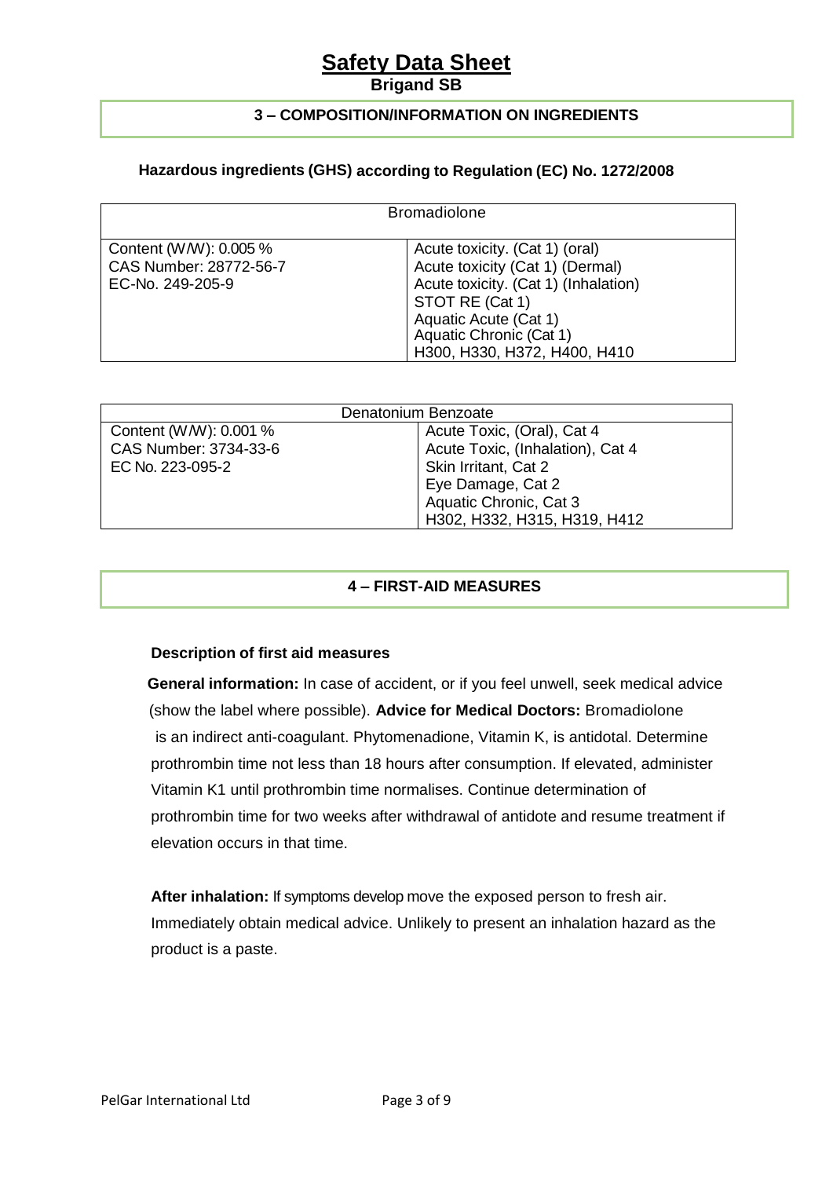# Safety Data Sheet

**Brigand SB**

## 3 – COMPOSITION/INFORMATION ON INGREDIENTS

### Hazardous ingredients (GHS) according to Regulation (EC) No. 1272/2008

| Bromadiolone | |
|---|---|
| Content (W/W): 0.005 %<br>CAS Number: 28772-56-7<br>EC-No. 249-205-9 | Acute toxicity. (Cat 1) (oral)<br>Acute toxicity (Cat 1) (Dermal)<br>Acute toxicity. (Cat 1) (Inhalation)<br>STOT RE (Cat 1)<br>Aquatic Acute (Cat 1)<br>Aquatic Chronic (Cat 1)<br>H300, H330, H372, H400, H410 |

| Denatonium Benzoate | |
|---|---|
| Content (W/W): 0.001 %<br>CAS Number: 3734-33-6<br>EC No. 223-095-2 | Acute Toxic, (Oral), Cat 4<br>Acute Toxic, (Inhalation), Cat 4<br>Skin Irritant, Cat 2<br>Eye Damage, Cat 2<br>Aquatic Chronic, Cat 3<br>H302, H332, H315, H319, H412 |

## 4 – FIRST-AID MEASURES

**Description of first aid measures**

**General information:** In case of accident, or if you feel unwell, seek medical advice (show the label where possible). **Advice for Medical Doctors:** Bromadiolone is an indirect anti-coagulant. Phytomenadione, Vitamin K, is antidotal. Determine prothrombin time not less than 18 hours after consumption. If elevated, administer Vitamin K1 until prothrombin time normalises. Continue determination of prothrombin time for two weeks after withdrawal of antidote and resume treatment if elevation occurs in that time.

**After inhalation:** If symptoms develop move the exposed person to fresh air. Immediately obtain medical advice. Unlikely to present an inhalation hazard as the product is a paste.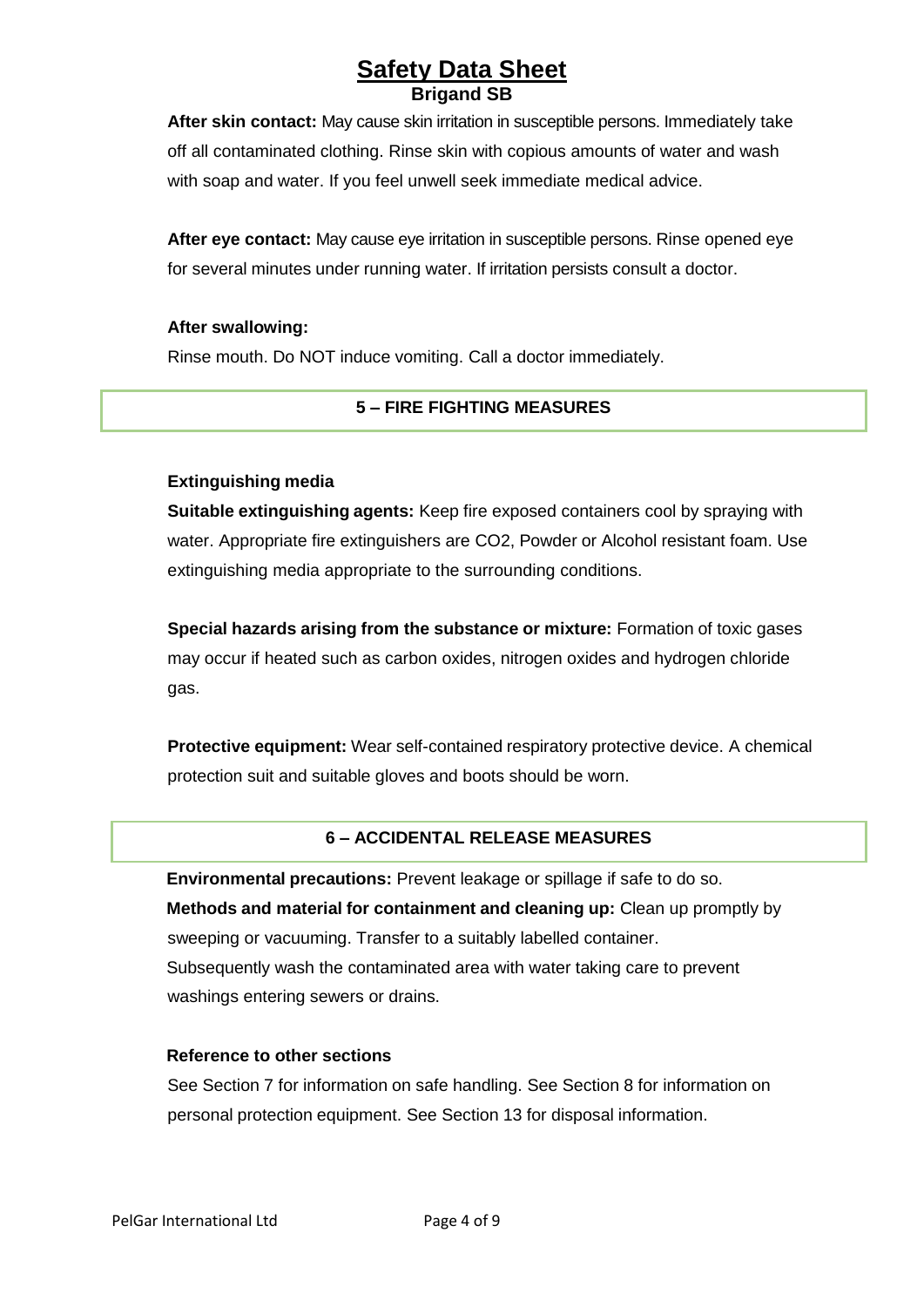**After skin contact:** May cause skin irritation in susceptible persons. Immediately take off all contaminated clothing. Rinse skin with copious amounts of water and wash with soap and water. If you feel unwell seek immediate medical advice.

**After eye contact:** May cause eye irritation in susceptible persons. Rinse opened eye for several minutes under running water. If irritation persists consult a doctor.

**After swallowing:**

Rinse mouth. Do NOT induce vomiting. Call a doctor immediately.

## 5 – FIRE FIGHTING MEASURES

**Extinguishing media**

**Suitable extinguishing agents:** Keep fire exposed containers cool by spraying with water. Appropriate fire extinguishers are $CO_2$, Powder or Alcohol resistant foam. Use extinguishing media appropriate to the surrounding conditions.

**Special hazards arising from the substance or mixture:** Formation of toxic gases may occur if heated such as carbon oxides, nitrogen oxides and hydrogen chloride gas.

**Protective equipment:** Wear self-contained respiratory protective device. A chemical protection suit and suitable gloves and boots should be worn.

## 6 – ACCIDENTAL RELEASE MEASURES

**Environmental precautions:** Prevent leakage or spillage if safe to do so.

**Methods and material for containment and cleaning up:** Clean up promptly by sweeping or vacuuming. Transfer to a suitably labelled container. Subsequently wash the contaminated area with water taking care to prevent washings entering sewers or drains.

**Reference to other sections**

See Section 7 for information on safe handling. See Section 8 for information on personal protection equipment. See Section 13 for disposal information.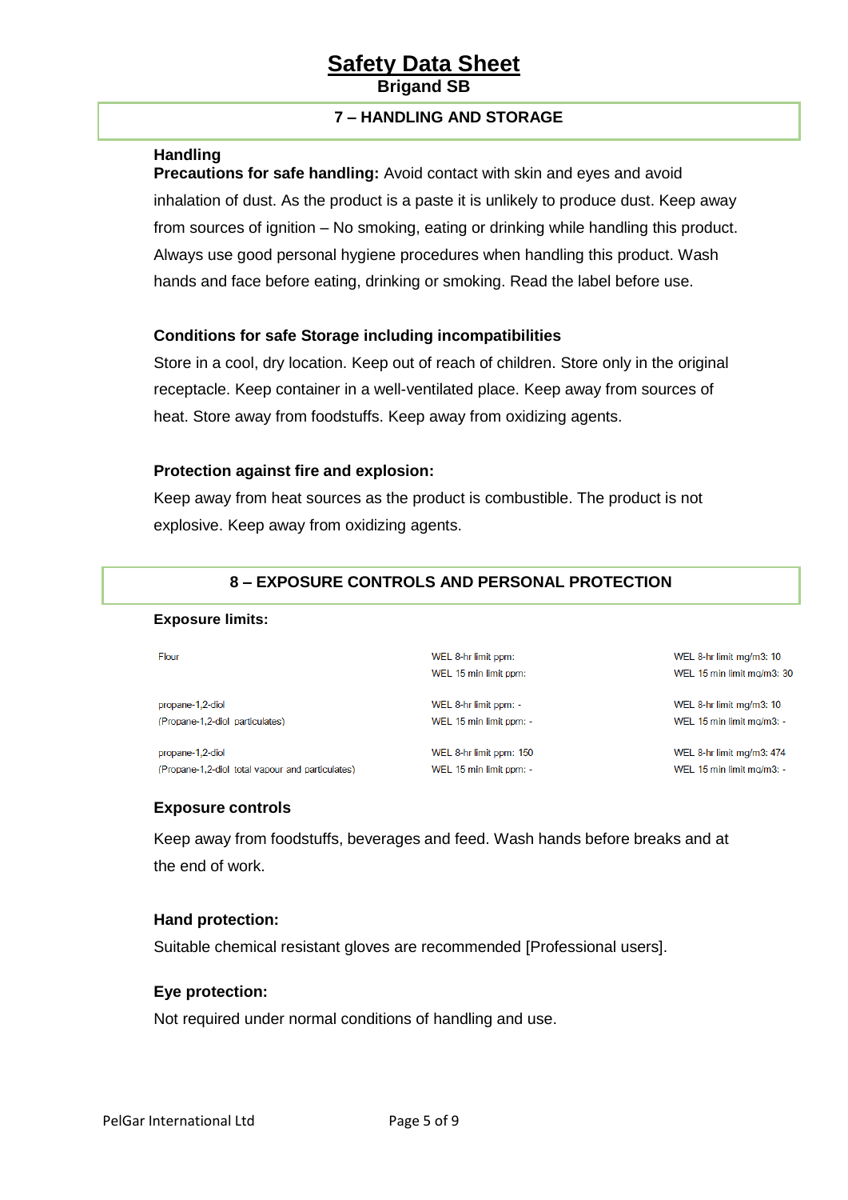# Safety Data Sheet

**Brigand SB**

## 7 – HANDLING AND STORAGE

### Handling

**Precautions for safe handling:** Avoid contact with skin and eyes and avoid inhalation of dust. As the product is a paste it is unlikely to produce dust. Keep away from sources of ignition – No smoking, eating or drinking while handling this product. Always use good personal hygiene procedures when handling this product. Wash hands and face before eating, drinking or smoking. Read the label before use.

### Conditions for safe Storage including incompatibilities

Store in a cool, dry location. Keep out of reach of children. Store only in the original receptacle. Keep container in a well-ventilated place. Keep away from sources of heat. Store away from foodstuffs. Keep away from oxidizing agents.

### Protection against fire and explosion:

Keep away from heat sources as the product is combustible. The product is not explosive. Keep away from oxidizing agents.

## 8 – EXPOSURE CONTROLS AND PERSONAL PROTECTION

### Exposure limits:

| Substance | ppm | mg/m3 |
|---|---|---|
| Flour | WEL 8-hr limit ppm:<br>WEL 15 min limit ppm: | WEL 8-hr limit mg/m3: 10<br>WEL 15 min limit mg/m3: 30 |
| propane-1,2-diol<br>(Propane-1,2-diol particulates) | WEL 8-hr limit ppm: -<br>WEL 15 min limit ppm: - | WEL 8-hr limit mg/m3: 10<br>WEL 15 min limit mg/m3: - |
| propane-1,2-diol<br>(Propane-1,2-diol total vapour and particulates) | WEL 8-hr limit ppm: 150<br>WEL 15 min limit ppm: - | WEL 8-hr limit mg/m3: 474<br>WEL 15 min limit mg/m3: - |

### Exposure controls

Keep away from foodstuffs, beverages and feed. Wash hands before breaks and at the end of work.

### Hand protection:

Suitable chemical resistant gloves are recommended [Professional users].

### Eye protection:

Not required under normal conditions of handling and use.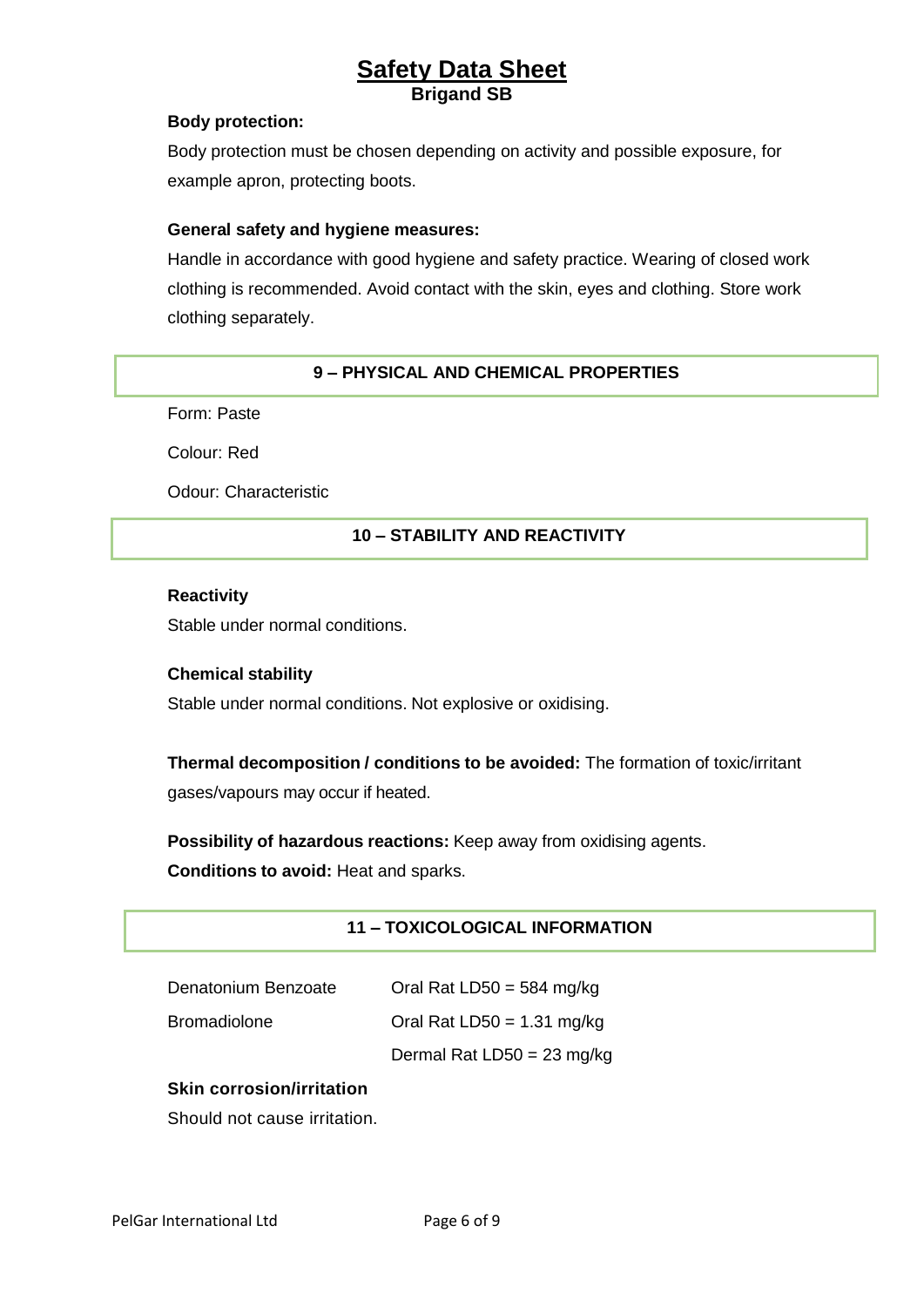**Body protection:**

Body protection must be chosen depending on activity and possible exposure, for example apron, protecting boots.

**General safety and hygiene measures:**

Handle in accordance with good hygiene and safety practice. Wearing of closed work clothing is recommended. Avoid contact with the skin, eyes and clothing. Store work clothing separately.

## 9 – PHYSICAL AND CHEMICAL PROPERTIES

Form: Paste

Colour: Red

Odour: Characteristic

## 10 – STABILITY AND REACTIVITY

**Reactivity**

Stable under normal conditions.

**Chemical stability**

Stable under normal conditions. Not explosive or oxidising.

**Thermal decomposition / conditions to be avoided:** The formation of toxic/irritant gases/vapours may occur if heated.

**Possibility of hazardous reactions:** Keep away from oxidising agents.

**Conditions to avoid:** Heat and sparks.

## 11 – TOXICOLOGICAL INFORMATION

| | |
|---|---|
| Denatonium Benzoate | Oral Rat LD50 = 584 mg/kg |
| Bromadiolone | Oral Rat LD50 = 1.31 mg/kg |
| | Dermal Rat LD50 = 23 mg/kg |

**Skin corrosion/irritation**

Should not cause irritation.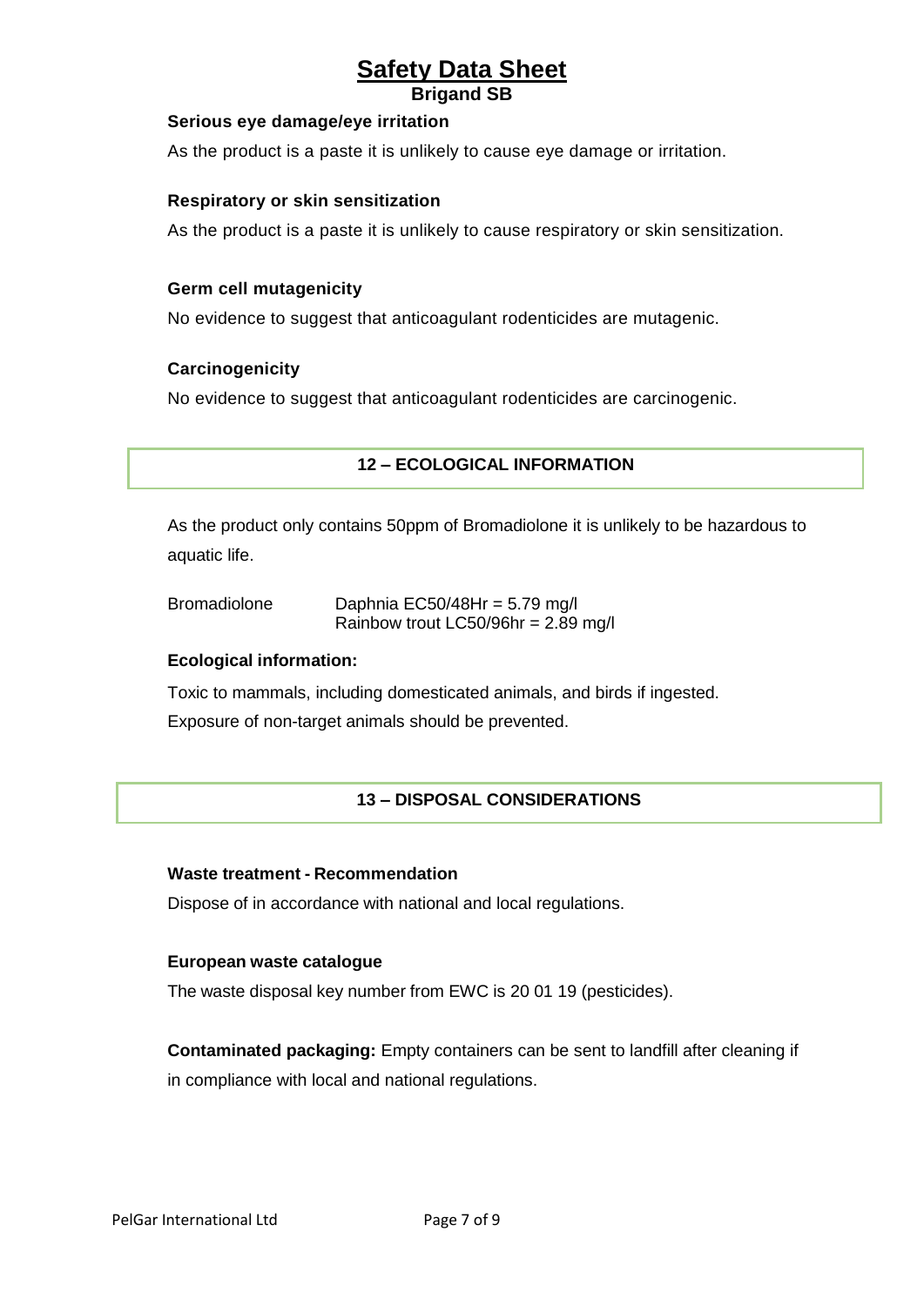### Serious eye damage/eye irritation

As the product is a paste it is unlikely to cause eye damage or irritation.

### Respiratory or skin sensitization

As the product is a paste it is unlikely to cause respiratory or skin sensitization.

### Germ cell mutagenicity

No evidence to suggest that anticoagulant rodenticides are mutagenic.

### Carcinogenicity

No evidence to suggest that anticoagulant rodenticides are carcinogenic.

## 12 – ECOLOGICAL INFORMATION

As the product only contains 50ppm of Bromadiolone it is unlikely to be hazardous to aquatic life.

| | |
|---|---|
| Bromadiolone | Daphnia EC50/48Hr = 5.79 mg/l |
| | Rainbow trout LC50/96hr = 2.89 mg/l |

### Ecological information:

Toxic to mammals, including domesticated animals, and birds if ingested.
Exposure of non-target animals should be prevented.

## 13 – DISPOSAL CONSIDERATIONS

### Waste treatment - Recommendation

Dispose of in accordance with national and local regulations.

### European waste catalogue

The waste disposal key number from EWC is 20 01 19 (pesticides).

**Contaminated packaging:** Empty containers can be sent to landfill after cleaning if in compliance with local and national regulations.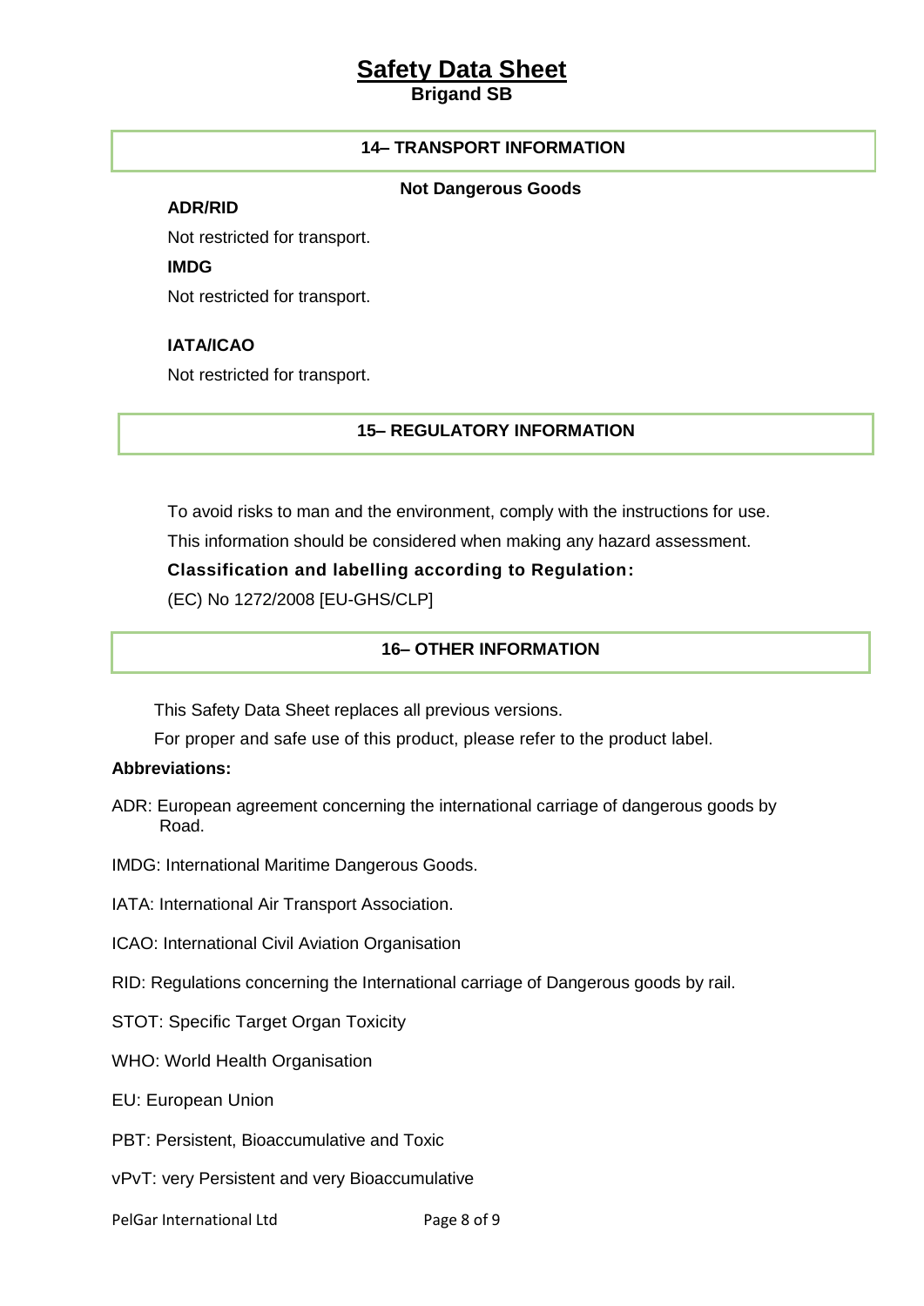## 14– TRANSPORT INFORMATION

**Not Dangerous Goods**

**ADR/RID**

Not restricted for transport.

**IMDG**

Not restricted for transport.

**IATA/ICAO**

Not restricted for transport.

## 15– REGULATORY INFORMATION

To avoid risks to man and the environment, comply with the instructions for use.

This information should be considered when making any hazard assessment.

**Classification and labelling according to Regulation:**

(EC) No 1272/2008 [EU-GHS/CLP]

## 16– OTHER INFORMATION

This Safety Data Sheet replaces all previous versions.

For proper and safe use of this product, please refer to the product label.

**Abbreviations:**

ADR: European agreement concerning the international carriage of dangerous goods by Road.

IMDG: International Maritime Dangerous Goods.

IATA: International Air Transport Association.

ICAO: International Civil Aviation Organisation

RID: Regulations concerning the International carriage of Dangerous goods by rail.

STOT: Specific Target Organ Toxicity

WHO: World Health Organisation

EU: European Union

PBT: Persistent, Bioaccumulative and Toxic

vPvT: very Persistent and very Bioaccumulative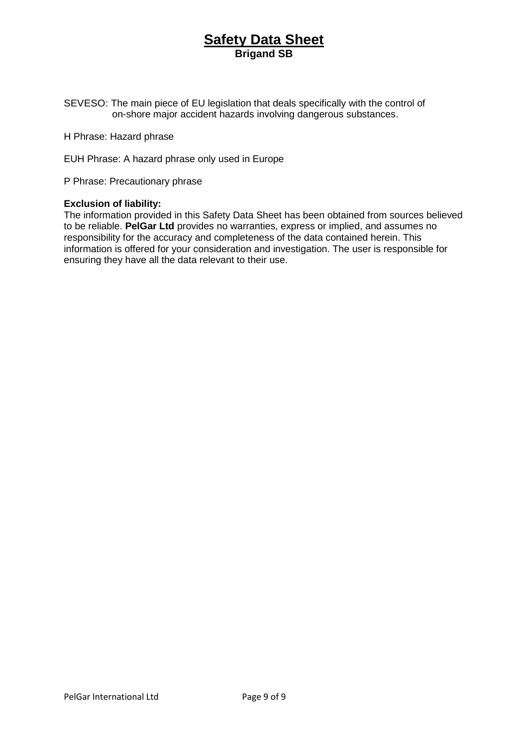SEVESO: The main piece of EU legislation that deals specifically with the control of on-shore major accident hazards involving dangerous substances.

H Phrase: Hazard phrase

EUH Phrase: A hazard phrase only used in Europe

P Phrase: Precautionary phrase

**Exclusion of liability:**
The information provided in this Safety Data Sheet has been obtained from sources believed to be reliable. **PelGar Ltd** provides no warranties, express or implied, and assumes no responsibility for the accuracy and completeness of the data contained herein. This information is offered for your consideration and investigation. The user is responsible for ensuring they have all the data relevant to their use.